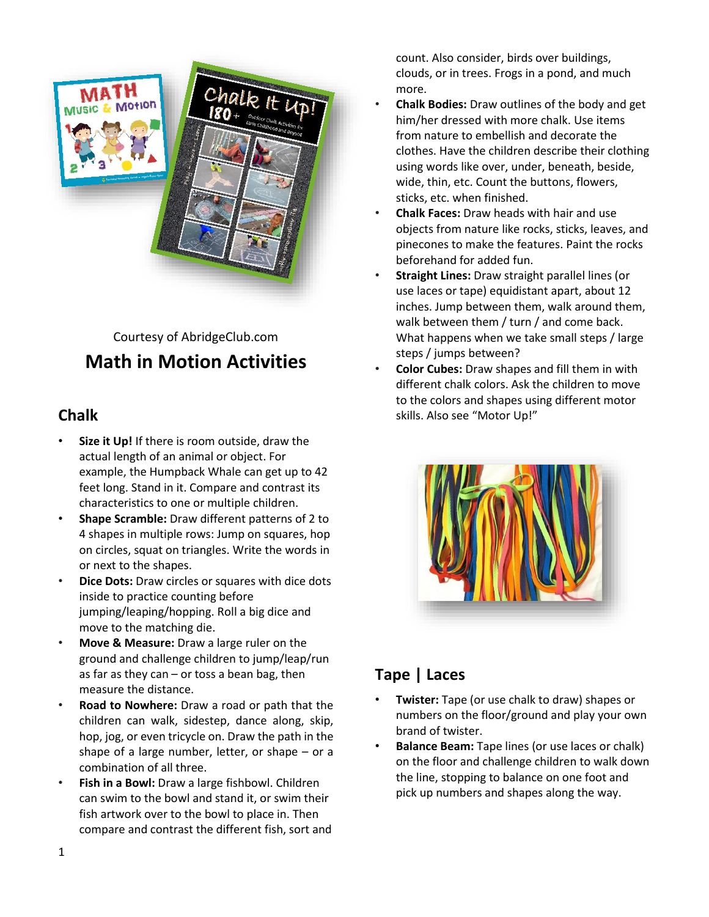Courtesy of AbridgeClub.com

# Math in Motion Activities

## Chalk

- **Size it Up!** If there is room outside, draw the actual length of an animal or object. For example, the Humpback Whale can get up to 42 feet long. Stand in it. Compare and contrast its characteristics to one or multiple children.
- **Shape Scramble:** Draw different patterns of 2 to 4 shapes in multiple rows: Jump on squares, hop on circles, squat on triangles. Write the words in or next to the shapes.
- **Dice Dots:** Draw circles or squares with dice dots inside to practice counting before jumping/leaping/hopping. Roll a big dice and move to the matching die.
- **Move & Measure:** Draw a large ruler on the ground and challenge children to jump/leap/run as far as they can – or toss a bean bag, then measure the distance.
- **Road to Nowhere:** Draw a road or path that the children can walk, sidestep, dance along, skip, hop, jog, or even tricycle on. Draw the path in the shape of a large number, letter, or shape – or a combination of all three.
- **Fish in a Bowl:** Draw a large fishbowl. Children can swim to the bowl and stand it, or swim their fish artwork over to the bowl to place in. Then compare and contrast the different fish, sort and count. Also consider, birds over buildings, clouds, or in trees. Frogs in a pond, and much more.
- **Chalk Bodies:** Draw outlines of the body and get him/her dressed with more chalk. Use items from nature to embellish and decorate the clothes. Have the children describe their clothing using words like over, under, beneath, beside, wide, thin, etc. Count the buttons, flowers, sticks, etc. when finished.
- **Chalk Faces:** Draw heads with hair and use objects from nature like rocks, sticks, leaves, and pinecones to make the features. Paint the rocks beforehand for added fun.
- **Straight Lines:** Draw straight parallel lines (or use laces or tape) equidistant apart, about 12 inches. Jump between them, walk around them, walk between them / turn / and come back. What happens when we take small steps / large steps / jumps between?
- **Color Cubes:** Draw shapes and fill them in with different chalk colors. Ask the children to move to the colors and shapes using different motor skills. Also see "Motor Up!"

## Tape | Laces

- **Twister:** Tape (or use chalk to draw) shapes or numbers on the floor/ground and play your own brand of twister.
- **Balance Beam:** Tape lines (or use laces or chalk) on the floor and challenge children to walk down the line, stopping to balance on one foot and pick up numbers and shapes along the way.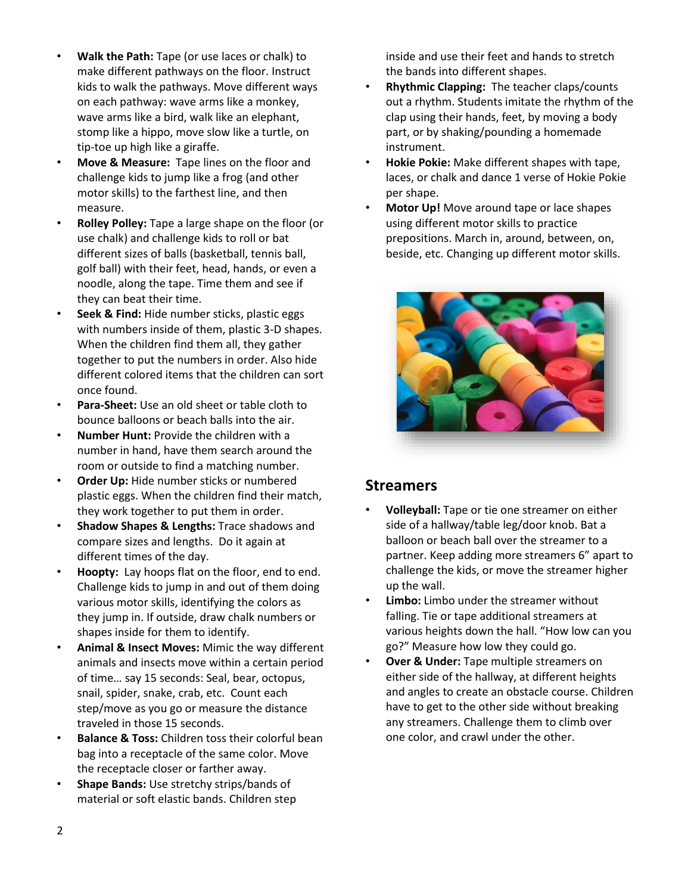- **Walk the Path:** Tape (or use laces or chalk) to make different pathways on the floor. Instruct kids to walk the pathways. Move different ways on each pathway: wave arms like a monkey, wave arms like a bird, walk like an elephant, stomp like a hippo, move slow like a turtle, on tip-toe up high like a giraffe.
- **Move & Measure:** Tape lines on the floor and challenge kids to jump like a frog (and other motor skills) to the farthest line, and then measure.
- **Rolley Polley:** Tape a large shape on the floor (or use chalk) and challenge kids to roll or bat different sizes of balls (basketball, tennis ball, golf ball) with their feet, head, hands, or even a noodle, along the tape. Time them and see if they can beat their time.
- **Seek & Find:** Hide number sticks, plastic eggs with numbers inside of them, plastic 3-D shapes. When the children find them all, they gather together to put the numbers in order. Also hide different colored items that the children can sort once found.
- **Para-Sheet:** Use an old sheet or table cloth to bounce balloons or beach balls into the air.
- **Number Hunt:** Provide the children with a number in hand, have them search around the room or outside to find a matching number.
- **Order Up:** Hide number sticks or numbered plastic eggs. When the children find their match, they work together to put them in order.
- **Shadow Shapes & Lengths:** Trace shadows and compare sizes and lengths. Do it again at different times of the day.
- **Hoopty:** Lay hoops flat on the floor, end to end. Challenge kids to jump in and out of them doing various motor skills, identifying the colors as they jump in. If outside, draw chalk numbers or shapes inside for them to identify.
- **Animal & Insect Moves:** Mimic the way different animals and insects move within a certain period of time… say 15 seconds: Seal, bear, octopus, snail, spider, snake, crab, etc. Count each step/move as you go or measure the distance traveled in those 15 seconds.
- **Balance & Toss:** Children toss their colorful bean bag into a receptacle of the same color. Move the receptacle closer or farther away.
- **Shape Bands:** Use stretchy strips/bands of material or soft elastic bands. Children step inside and use their feet and hands to stretch the bands into different shapes.
- **Rhythmic Clapping:** The teacher claps/counts out a rhythm. Students imitate the rhythm of the clap using their hands, feet, by moving a body part, or by shaking/pounding a homemade instrument.
- **Hokie Pokie:** Make different shapes with tape, laces, or chalk and dance 1 verse of Hokie Pokie per shape.
- **Motor Up!** Move around tape or lace shapes using different motor skills to practice prepositions. March in, around, between, on, beside, etc. Changing up different motor skills.

## Streamers

- **Volleyball:** Tape or tie one streamer on either side of a hallway/table leg/door knob. Bat a balloon or beach ball over the streamer to a partner. Keep adding more streamers 6" apart to challenge the kids, or move the streamer higher up the wall.
- **Limbo:** Limbo under the streamer without falling. Tie or tape additional streamers at various heights down the hall. "How low can you go?" Measure how low they could go.
- **Over & Under:** Tape multiple streamers on either side of the hallway, at different heights and angles to create an obstacle course. Children have to get to the other side without breaking any streamers. Challenge them to climb over one color, and crawl under the other.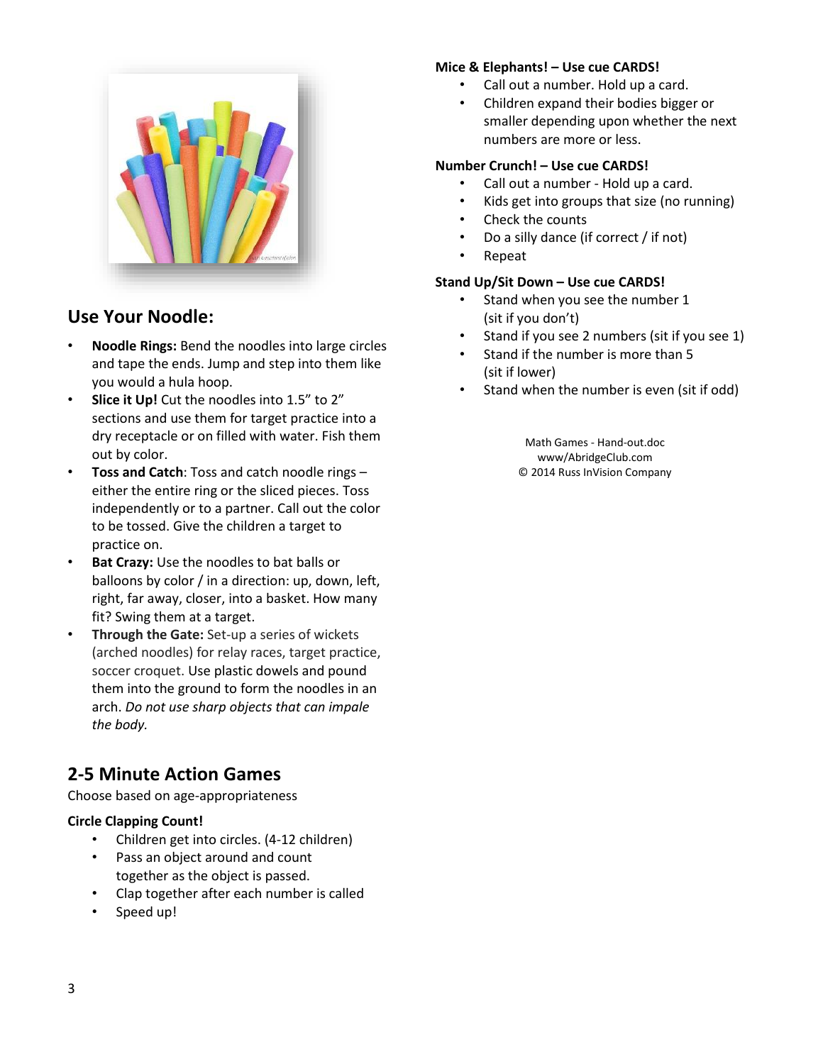## Use Your Noodle:

- **Noodle Rings:** Bend the noodles into large circles and tape the ends. Jump and step into them like you would a hula hoop.
- **Slice it Up!** Cut the noodles into 1.5" to 2" sections and use them for target practice into a dry receptacle or on filled with water. Fish them out by color.
- **Toss and Catch**: Toss and catch noodle rings – either the entire ring or the sliced pieces. Toss independently or to a partner. Call out the color to be tossed. Give the children a target to practice on.
- **Bat Crazy:** Use the noodles to bat balls or balloons by color / in a direction: up, down, left, right, far away, closer, into a basket. How many fit? Swing them at a target.
- **Through the Gate:** Set-up a series of wickets (arched noodles) for relay races, target practice, soccer croquet. Use plastic dowels and pound them into the ground to form the noodles in an arch. *Do not use sharp objects that can impale the body.*

## 2-5 Minute Action Games

Choose based on age-appropriateness

**Circle Clapping Count!**

- Children get into circles. (4-12 children)
- Pass an object around and count together as the object is passed.
- Clap together after each number is called
- Speed up!

**Mice & Elephants! – Use cue CARDS!**

- Call out a number. Hold up a card.
- Children expand their bodies bigger or smaller depending upon whether the next numbers are more or less.

**Number Crunch! – Use cue CARDS!**

- Call out a number - Hold up a card.
- Kids get into groups that size (no running)
- Check the counts
- Do a silly dance (if correct / if not)
- Repeat

**Stand Up/Sit Down – Use cue CARDS!**

- Stand when you see the number 1 (sit if you don't)
- Stand if you see 2 numbers (sit if you see 1)
- Stand if the number is more than 5 (sit if lower)
- Stand when the number is even (sit if odd)

Math Games - Hand-out.doc
www/AbridgeClub.com
© 2014 Russ InVision Company